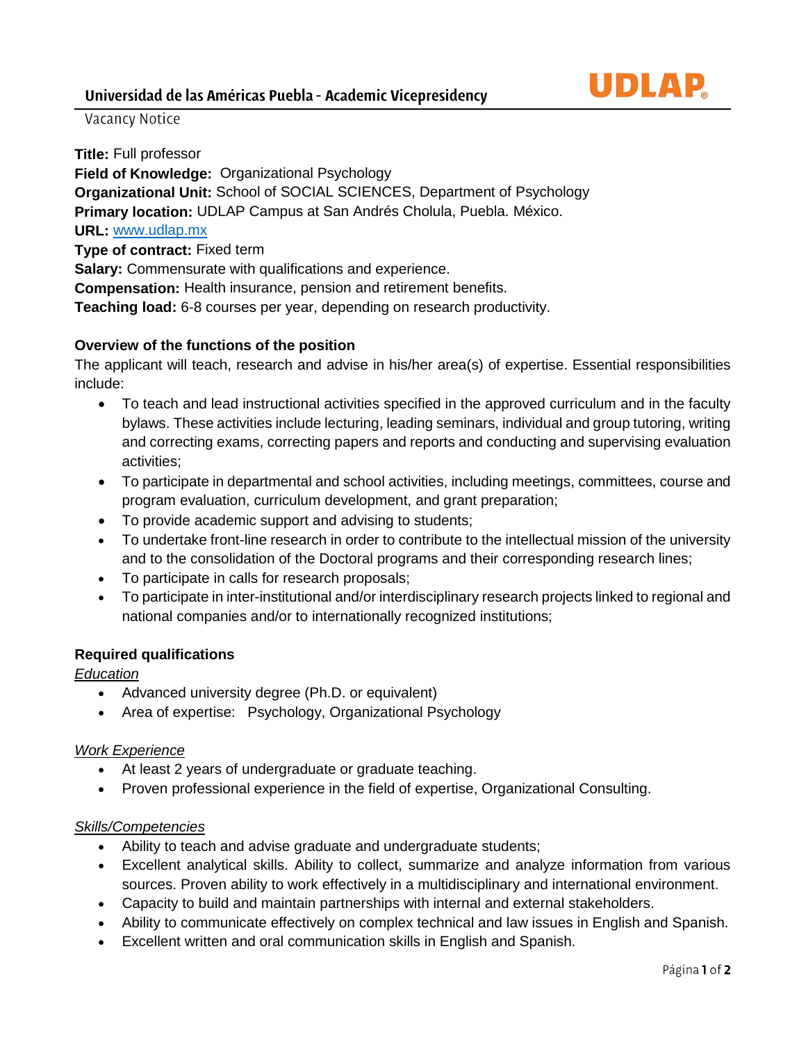# Universidad de las Américas Puebla - Academic Vicepresidency

Vacancy Notice

**Title:** Full professor
**Field of Knowledge:** Organizational Psychology
**Organizational Unit:** School of SOCIAL SCIENCES, Department of Psychology
**Primary location:** UDLAP Campus at San Andrés Cholula, Puebla. México.
**URL:** www.udlap.mx
**Type of contract:** Fixed term
**Salary:** Commensurate with qualifications and experience.
**Compensation:** Health insurance, pension and retirement benefits.
**Teaching load:** 6-8 courses per year, depending on research productivity.

## Overview of the functions of the position

The applicant will teach, research and advise in his/her area(s) of expertise. Essential responsibilities include:

- To teach and lead instructional activities specified in the approved curriculum and in the faculty bylaws. These activities include lecturing, leading seminars, individual and group tutoring, writing and correcting exams, correcting papers and reports and conducting and supervising evaluation activities;
- To participate in departmental and school activities, including meetings, committees, course and program evaluation, curriculum development, and grant preparation;
- To provide academic support and advising to students;
- To undertake front-line research in order to contribute to the intellectual mission of the university and to the consolidation of the Doctoral programs and their corresponding research lines;
- To participate in calls for research proposals;
- To participate in inter-institutional and/or interdisciplinary research projects linked to regional and national companies and/or to internationally recognized institutions;

## Required qualifications

*Education*

- Advanced university degree (Ph.D. or equivalent)
- Area of expertise: Psychology, Organizational Psychology

*Work Experience*

- At least 2 years of undergraduate or graduate teaching.
- Proven professional experience in the field of expertise, Organizational Consulting.

*Skills/Competencies*

- Ability to teach and advise graduate and undergraduate students;
- Excellent analytical skills. Ability to collect, summarize and analyze information from various sources. Proven ability to work effectively in a multidisciplinary and international environment.
- Capacity to build and maintain partnerships with internal and external stakeholders.
- Ability to communicate effectively on complex technical and law issues in English and Spanish.
- Excellent written and oral communication skills in English and Spanish.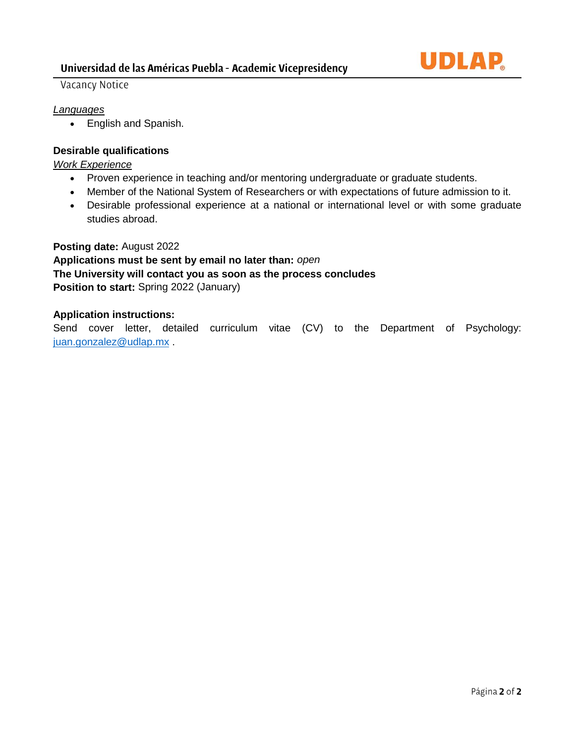*Languages*

- English and Spanish.

**Desirable qualifications**

*Work Experience*

- Proven experience in teaching and/or mentoring undergraduate or graduate students.
- Member of the National System of Researchers or with expectations of future admission to it.
- Desirable professional experience at a national or international level or with some graduate studies abroad.

**Posting date:** August 2022
**Applications must be sent by email no later than:** *open*
**The University will contact you as soon as the process concludes**
**Position to start:** Spring 2022 (January)

**Application instructions:**
Send cover letter, detailed curriculum vitae (CV) to the Department of Psychology: juan.gonzalez@udlap.mx .